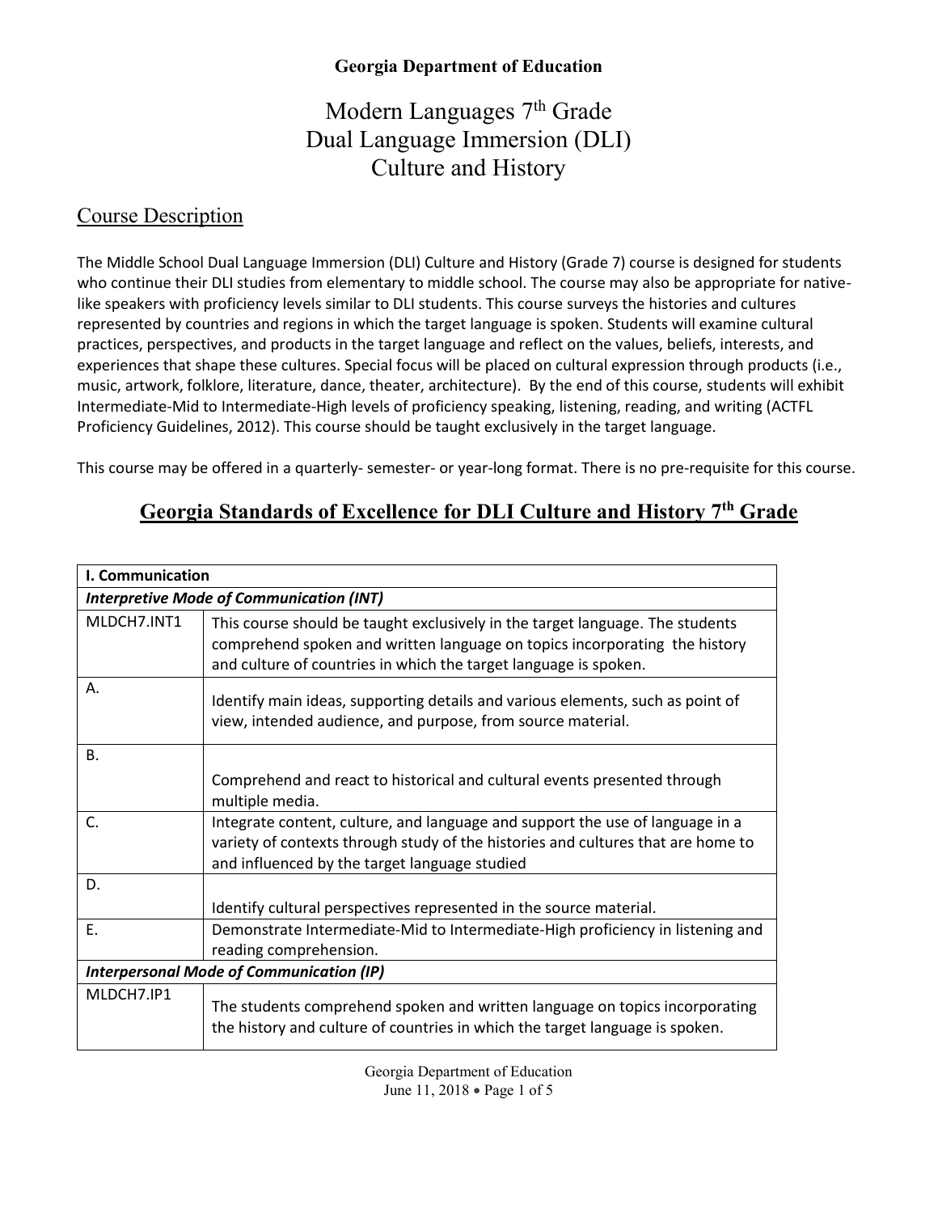**Georgia Department of Education**

# Modern Languages 7th Grade Dual Language Immersion (DLI) Culture and History

## Course Description

The Middle School Dual Language Immersion (DLI) Culture and History (Grade 7) course is designed for students who continue their DLI studies from elementary to middle school. The course may also be appropriate for native-like speakers with proficiency levels similar to DLI students. This course surveys the histories and cultures represented by countries and regions in which the target language is spoken. Students will examine cultural practices, perspectives, and products in the target language and reflect on the values, beliefs, interests, and experiences that shape these cultures. Special focus will be placed on cultural expression through products (i.e., music, artwork, folklore, literature, dance, theater, architecture). By the end of this course, students will exhibit Intermediate-Mid to Intermediate-High levels of proficiency speaking, listening, reading, and writing (ACTFL Proficiency Guidelines, 2012). This course should be taught exclusively in the target language.

This course may be offered in a quarterly- semester- or year-long format. There is no pre-requisite for this course.

## Georgia Standards of Excellence for DLI Culture and History 7th Grade

| | |
|---|---|
| **I. Communication** | |
| ***Interpretive Mode of Communication (INT)*** | |
| MLDCH7.INT1 | This course should be taught exclusively in the target language. The students comprehend spoken and written language on topics incorporating the history and culture of countries in which the target language is spoken. |
| A. | Identify main ideas, supporting details and various elements, such as point of view, intended audience, and purpose, from source material. |
| B. | Comprehend and react to historical and cultural events presented through multiple media. |
| C. | Integrate content, culture, and language and support the use of language in a variety of contexts through study of the histories and cultures that are home to and influenced by the target language studied |
| D. | Identify cultural perspectives represented in the source material. |
| E. | Demonstrate Intermediate-Mid to Intermediate-High proficiency in listening and reading comprehension. |
| ***Interpersonal Mode of Communication (IP)*** | |
| MLDCH7.IP1 | The students comprehend spoken and written language on topics incorporating the history and culture of countries in which the target language is spoken. |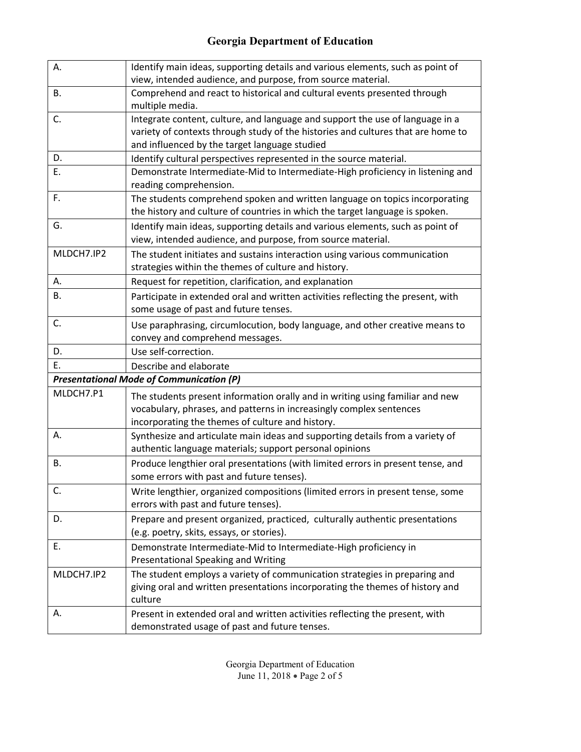| | |
|---|---|
| A. | Identify main ideas, supporting details and various elements, such as point of view, intended audience, and purpose, from source material. |
| B. | Comprehend and react to historical and cultural events presented through multiple media. |
| C. | Integrate content, culture, and language and support the use of language in a variety of contexts through study of the histories and cultures that are home to and influenced by the target language studied |
| D. | Identify cultural perspectives represented in the source material. |
| E. | Demonstrate Intermediate-Mid to Intermediate-High proficiency in listening and reading comprehension. |
| F. | The students comprehend spoken and written language on topics incorporating the history and culture of countries in which the target language is spoken. |
| G. | Identify main ideas, supporting details and various elements, such as point of view, intended audience, and purpose, from source material. |
| MLDCH7.IP2 | The student initiates and sustains interaction using various communication strategies within the themes of culture and history. |
| A. | Request for repetition, clarification, and explanation |
| B. | Participate in extended oral and written activities reflecting the present, with some usage of past and future tenses. |
| C. | Use paraphrasing, circumlocution, body language, and other creative means to convey and comprehend messages. |
| D. | Use self-correction. |
| E. | Describe and elaborate |
| ***Presentational Mode of Communication (P)*** | |
| MLDCH7.P1 | The students present information orally and in writing using familiar and new vocabulary, phrases, and patterns in increasingly complex sentences incorporating the themes of culture and history. |
| A. | Synthesize and articulate main ideas and supporting details from a variety of authentic language materials; support personal opinions |
| B. | Produce lengthier oral presentations (with limited errors in present tense, and some errors with past and future tenses). |
| C. | Write lengthier, organized compositions (limited errors in present tense, some errors with past and future tenses). |
| D. | Prepare and present organized, practiced, culturally authentic presentations (e.g. poetry, skits, essays, or stories). |
| E. | Demonstrate Intermediate-Mid to Intermediate-High proficiency in Presentational Speaking and Writing |
| MLDCH7.IP2 | The student employs a variety of communication strategies in preparing and giving oral and written presentations incorporating the themes of history and culture |
| A. | Present in extended oral and written activities reflecting the present, with demonstrated usage of past and future tenses. |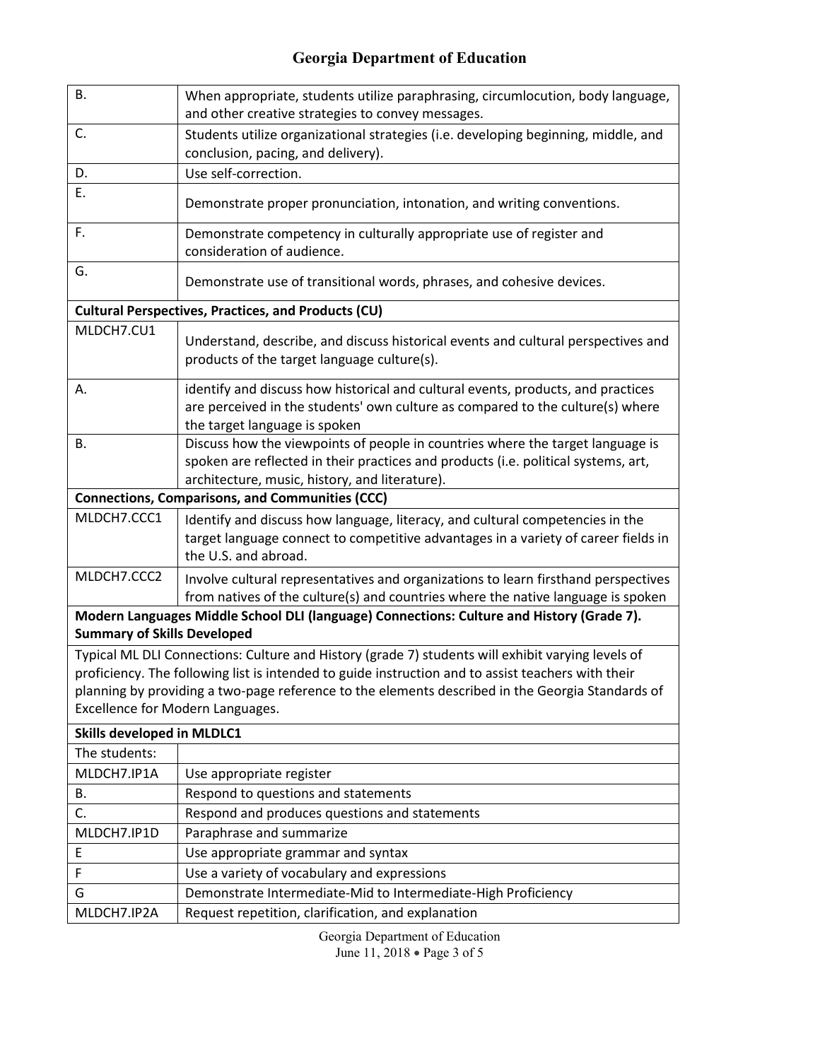| | |
|---|---|
| B. | When appropriate, students utilize paraphrasing, circumlocution, body language, and other creative strategies to convey messages. |
| C. | Students utilize organizational strategies (i.e. developing beginning, middle, and conclusion, pacing, and delivery). |
| D. | Use self-correction. |
| E. | Demonstrate proper pronunciation, intonation, and writing conventions. |
| F. | Demonstrate competency in culturally appropriate use of register and consideration of audience. |
| G. | Demonstrate use of transitional words, phrases, and cohesive devices. |
| **Cultural Perspectives, Practices, and Products (CU)** | |
| MLDCH7.CU1 | Understand, describe, and discuss historical events and cultural perspectives and products of the target language culture(s). |
| A. | identify and discuss how historical and cultural events, products, and practices are perceived in the students' own culture as compared to the culture(s) where the target language is spoken |
| B. | Discuss how the viewpoints of people in countries where the target language is spoken are reflected in their practices and products (i.e. political systems, art, architecture, music, history, and literature). |
| **Connections, Comparisons, and Communities (CCC)** | |
| MLDCH7.CCC1 | Identify and discuss how language, literacy, and cultural competencies in the target language connect to competitive advantages in a variety of career fields in the U.S. and abroad. |
| MLDCH7.CCC2 | Involve cultural representatives and organizations to learn firsthand perspectives from natives of the culture(s) and countries where the native language is spoken |
| **Modern Languages Middle School DLI (language) Connections: Culture and History (Grade 7). Summary of Skills Developed** | |
| Typical ML DLI Connections: Culture and History (grade 7) students will exhibit varying levels of proficiency. The following list is intended to guide instruction and to assist teachers with their planning by providing a two-page reference to the elements described in the Georgia Standards of Excellence for Modern Languages. | |
| **Skills developed in MLDLC1** | |
| The students: | |
| MLDCH7.IP1A | Use appropriate register |
| B. | Respond to questions and statements |
| C. | Respond and produces questions and statements |
| MLDCH7.IP1D | Paraphrase and summarize |
| E | Use appropriate grammar and syntax |
| F | Use a variety of vocabulary and expressions |
| G | Demonstrate Intermediate-Mid to Intermediate-High Proficiency |
| MLDCH7.IP2A | Request repetition, clarification, and explanation |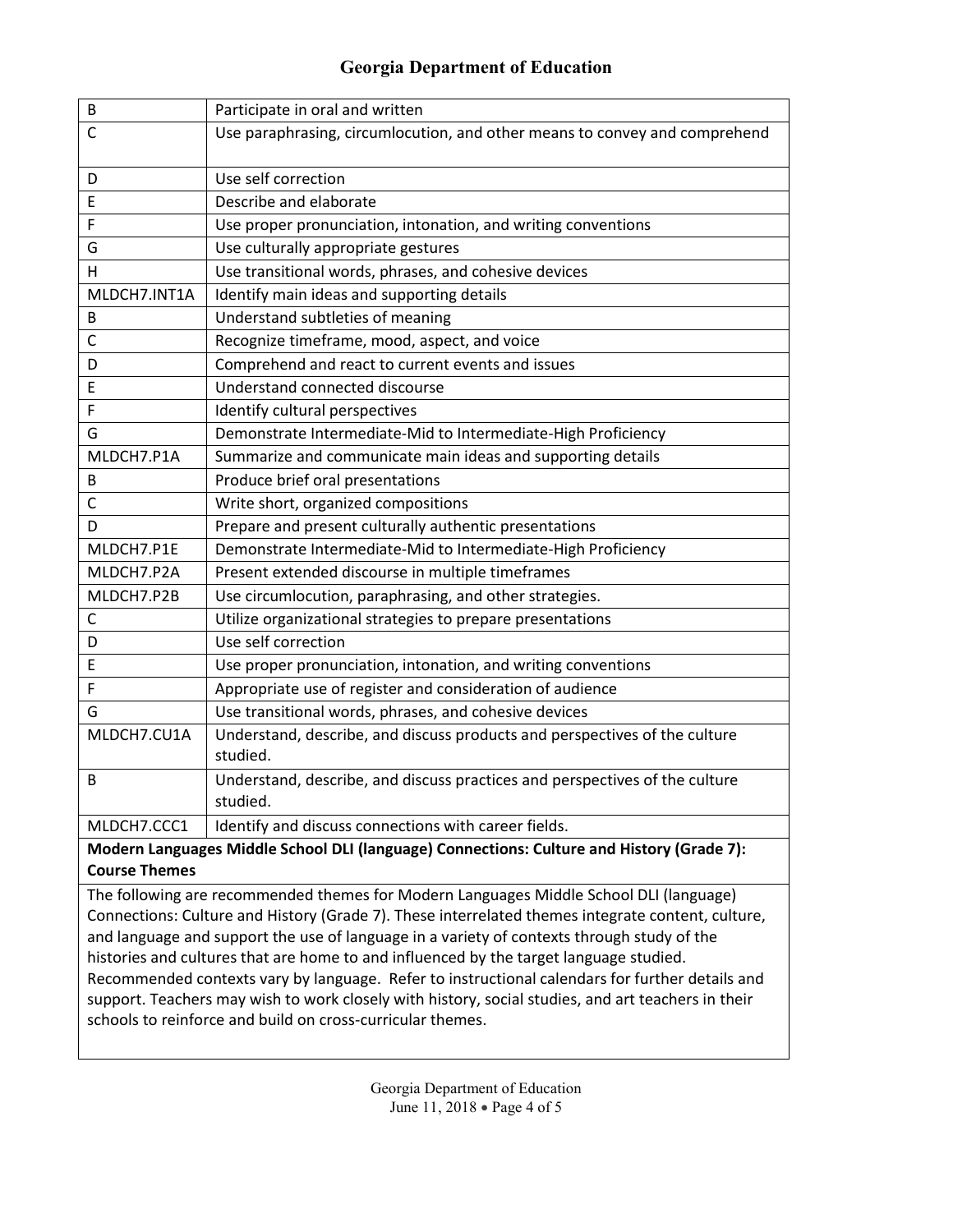| | |
|---|---|
| B | Participate in oral and written |
| C | Use paraphrasing, circumlocution, and other means to convey and comprehend |
| D | Use self correction |
| E | Describe and elaborate |
| F | Use proper pronunciation, intonation, and writing conventions |
| G | Use culturally appropriate gestures |
| H | Use transitional words, phrases, and cohesive devices |
| MLDCH7.INT1A | Identify main ideas and supporting details |
| B | Understand subtleties of meaning |
| C | Recognize timeframe, mood, aspect, and voice |
| D | Comprehend and react to current events and issues |
| E | Understand connected discourse |
| F | Identify cultural perspectives |
| G | Demonstrate Intermediate-Mid to Intermediate-High Proficiency |
| MLDCH7.P1A | Summarize and communicate main ideas and supporting details |
| B | Produce brief oral presentations |
| C | Write short, organized compositions |
| D | Prepare and present culturally authentic presentations |
| MLDCH7.P1E | Demonstrate Intermediate-Mid to Intermediate-High Proficiency |
| MLDCH7.P2A | Present extended discourse in multiple timeframes |
| MLDCH7.P2B | Use circumlocution, paraphrasing, and other strategies. |
| C | Utilize organizational strategies to prepare presentations |
| D | Use self correction |
| E | Use proper pronunciation, intonation, and writing conventions |
| F | Appropriate use of register and consideration of audience |
| G | Use transitional words, phrases, and cohesive devices |
| MLDCH7.CU1A | Understand, describe, and discuss products and perspectives of the culture studied. |
| B | Understand, describe, and discuss practices and perspectives of the culture studied. |
| MLDCH7.CCC1 | Identify and discuss connections with career fields. |

**Modern Languages Middle School DLI (language) Connections: Culture and History (Grade 7): Course Themes**

The following are recommended themes for Modern Languages Middle School DLI (language) Connections: Culture and History (Grade 7). These interrelated themes integrate content, culture, and language and support the use of language in a variety of contexts through study of the histories and cultures that are home to and influenced by the target language studied. Recommended contexts vary by language. Refer to instructional calendars for further details and support. Teachers may wish to work closely with history, social studies, and art teachers in their schools to reinforce and build on cross-curricular themes.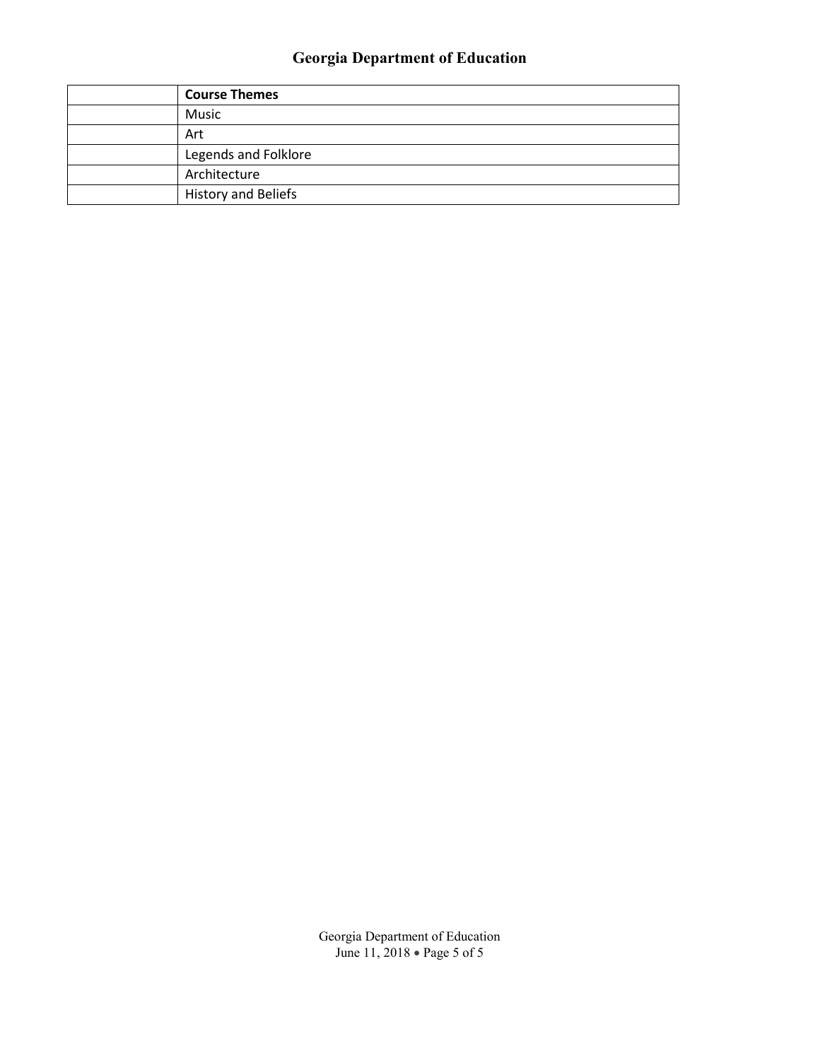| | **Course Themes** |
|---|---|
| | Music |
| | Art |
| | Legends and Folklore |
| | Architecture |
| | History and Beliefs |